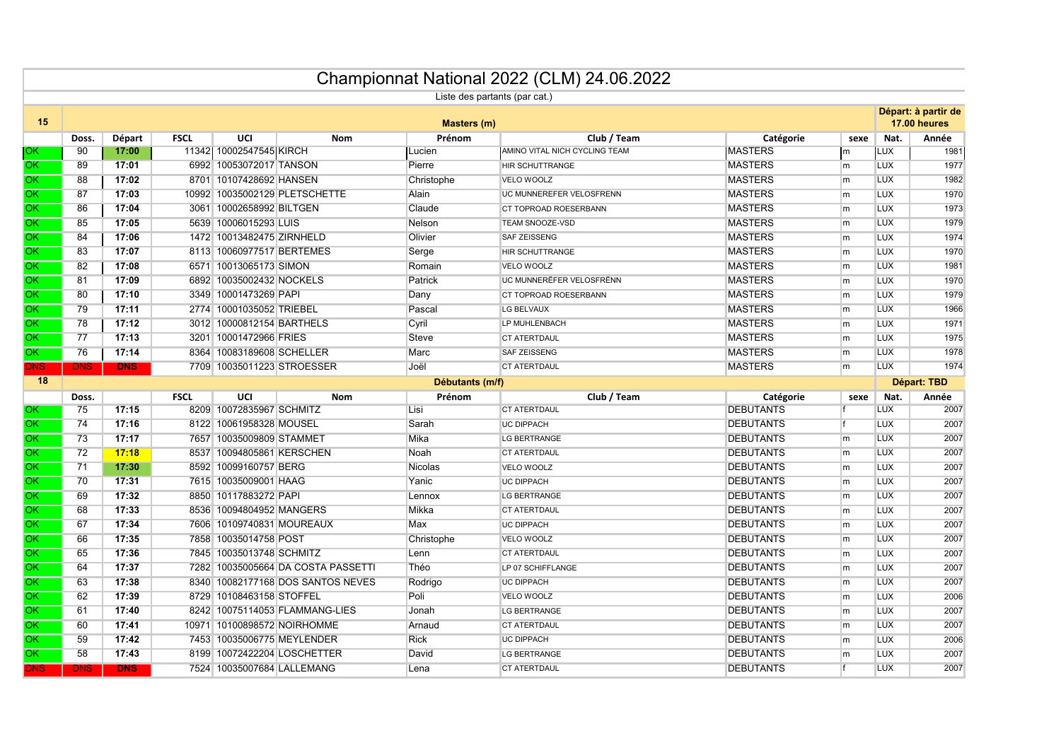# Championnat National 2022 (CLM) 24.06.2022

Liste des partants (par cat.)

| 15 | Masters (m) | | | | | | | | | | Départ: à partir de 17.00 heures | |
|---|---|---|---|---|---|---|---|---|---|---|---|---|
| | Doss. | Départ | FSCL | UCI | Nom | Prénom | Club / Team | Catégorie | sexe | Nat. | Année |
| OK | 90 | 17:00 | 11342 | 10002547545 | KIRCH | Lucien | AMINO VITAL NICH CYCLING TEAM | MASTERS | m | LUX | 1981 |
| OK | 89 | 17:01 | 6992 | 10053072017 | TANSON | Pierre | HIR SCHUTTRANGE | MASTERS | m | LUX | 1977 |
| OK | 88 | 17:02 | 8701 | 10107428692 | HANSEN | Christophe | VELO WOOLZ | MASTERS | m | LUX | 1982 |
| OK | 87 | 17:03 | 10992 | 10035002129 | PLETSCHETTE | Alain | UC MUNNEREFER VELOSFRENN | MASTERS | m | LUX | 1970 |
| OK | 86 | 17:04 | 3061 | 10002658992 | BILTGEN | Claude | CT TOPROAD ROESERBANN | MASTERS | m | LUX | 1973 |
| OK | 85 | 17:05 | 5639 | 10006015293 | LUIS | Nelson | TEAM SNOOZE-VSD | MASTERS | m | LUX | 1979 |
| OK | 84 | 17:06 | 1472 | 10013482475 | ZIRNHELD | Olivier | SAF ZEISSENG | MASTERS | m | LUX | 1974 |
| OK | 83 | 17:07 | 8113 | 10060977517 | BERTEMES | Serge | HIR SCHUTTRANGE | MASTERS | m | LUX | 1970 |
| OK | 82 | 17:08 | 6571 | 10013065173 | SIMON | Romain | VELO WOOLZ | MASTERS | m | LUX | 1981 |
| OK | 81 | 17:09 | 6892 | 10035002432 | NOCKELS | Patrick | UC MUNNERËFER VELOSFRËNN | MASTERS | m | LUX | 1970 |
| OK | 80 | 17:10 | 3349 | 10001473269 | PAPI | Dany | CT TOPROAD ROESERBANN | MASTERS | m | LUX | 1979 |
| OK | 79 | 17:11 | 2774 | 10001035052 | TRIEBEL | Pascal | LG BELVAUX | MASTERS | m | LUX | 1966 |
| OK | 78 | 17:12 | 3012 | 10000812154 | BARTHELS | Cyril | LP MUHLENBACH | MASTERS | m | LUX | 1971 |
| OK | 77 | 17:13 | 3201 | 10001472966 | FRIES | Steve | CT ATERTDAUL | MASTERS | m | LUX | 1975 |
| OK | 76 | 17:14 | 8364 | 10083189608 | SCHELLER | Marc | SAF ZEISSENG | MASTERS | m | LUX | 1978 |
| DNS | DNS | DNS | 7709 | 10035011223 | STROESSER | Joël | CT ATERTDAUL | MASTERS | m | LUX | 1974 |

| 18 | Débutants (m/f) | | | | | | | | | | Départ: TBD |
|---|---|---|---|---|---|---|---|---|---|---|---|
| | Doss. | | FSCL | UCI | Nom | Prénom | Club / Team | Catégorie | sexe | Nat. | Année |
| OK | 75 | 17:15 | 8209 | 10072835967 | SCHMITZ | Lisi | CT ATERTDAUL | DEBUTANTS | f | LUX | 2007 |
| OK | 74 | 17:16 | 8122 | 10061958328 | MOUSEL | Sarah | UC DIPPACH | DEBUTANTS | f | LUX | 2007 |
| OK | 73 | 17:17 | 7657 | 10035009809 | STAMMET | Mika | LG BERTRANGE | DEBUTANTS | m | LUX | 2007 |
| OK | 72 | 17:18 | 8537 | 10094805861 | KERSCHEN | Noah | CT ATERTDAUL | DEBUTANTS | m | LUX | 2007 |
| OK | 71 | 17:30 | 8592 | 10099160757 | BERG | Nicolas | VELO WOOLZ | DEBUTANTS | m | LUX | 2007 |
| OK | 70 | 17:31 | 7615 | 10035009001 | HAAG | Yanic | UC DIPPACH | DEBUTANTS | m | LUX | 2007 |
| OK | 69 | 17:32 | 8850 | 10117883272 | PAPI | Lennox | LG BERTRANGE | DEBUTANTS | m | LUX | 2007 |
| OK | 68 | 17:33 | 8536 | 10094804952 | MANGERS | Mikka | CT ATERTDAUL | DEBUTANTS | m | LUX | 2007 |
| OK | 67 | 17:34 | 7606 | 10109740831 | MOUREAUX | Max | UC DIPPACH | DEBUTANTS | m | LUX | 2007 |
| OK | 66 | 17:35 | 7858 | 10035014758 | POST | Christophe | VELO WOOLZ | DEBUTANTS | m | LUX | 2007 |
| OK | 65 | 17:36 | 7845 | 10035013748 | SCHMITZ | Lenn | CT ATERTDAUL | DEBUTANTS | m | LUX | 2007 |
| OK | 64 | 17:37 | 7282 | 10035005664 | DA COSTA PASSETTI | Théo | LP 07 SCHIFFLANGE | DEBUTANTS | m | LUX | 2007 |
| OK | 63 | 17:38 | 8340 | 10082177168 | DOS SANTOS NEVES | Rodrigo | UC DIPPACH | DEBUTANTS | m | LUX | 2007 |
| OK | 62 | 17:39 | 8729 | 10108463158 | STOFFEL | Poli | VELO WOOLZ | DEBUTANTS | m | LUX | 2006 |
| OK | 61 | 17:40 | 8242 | 10075114053 | FLAMMANG-LIES | Jonah | LG BERTRANGE | DEBUTANTS | m | LUX | 2007 |
| OK | 60 | 17:41 | 10971 | 10100898572 | NOIRHOMME | Arnaud | CT ATERTDAUL | DEBUTANTS | m | LUX | 2007 |
| OK | 59 | 17:42 | 7453 | 10035006775 | MEYLENDER | Rick | UC DIPPACH | DEBUTANTS | m | LUX | 2006 |
| OK | 58 | 17:43 | 8199 | 10072422204 | LOSCHETTER | David | LG BERTRANGE | DEBUTANTS | m | LUX | 2007 |
| DNS | DNS | DNS | 7524 | 10035007684 | LALLEMANG | Lena | CT ATERTDAUL | DEBUTANTS | f | LUX | 2007 |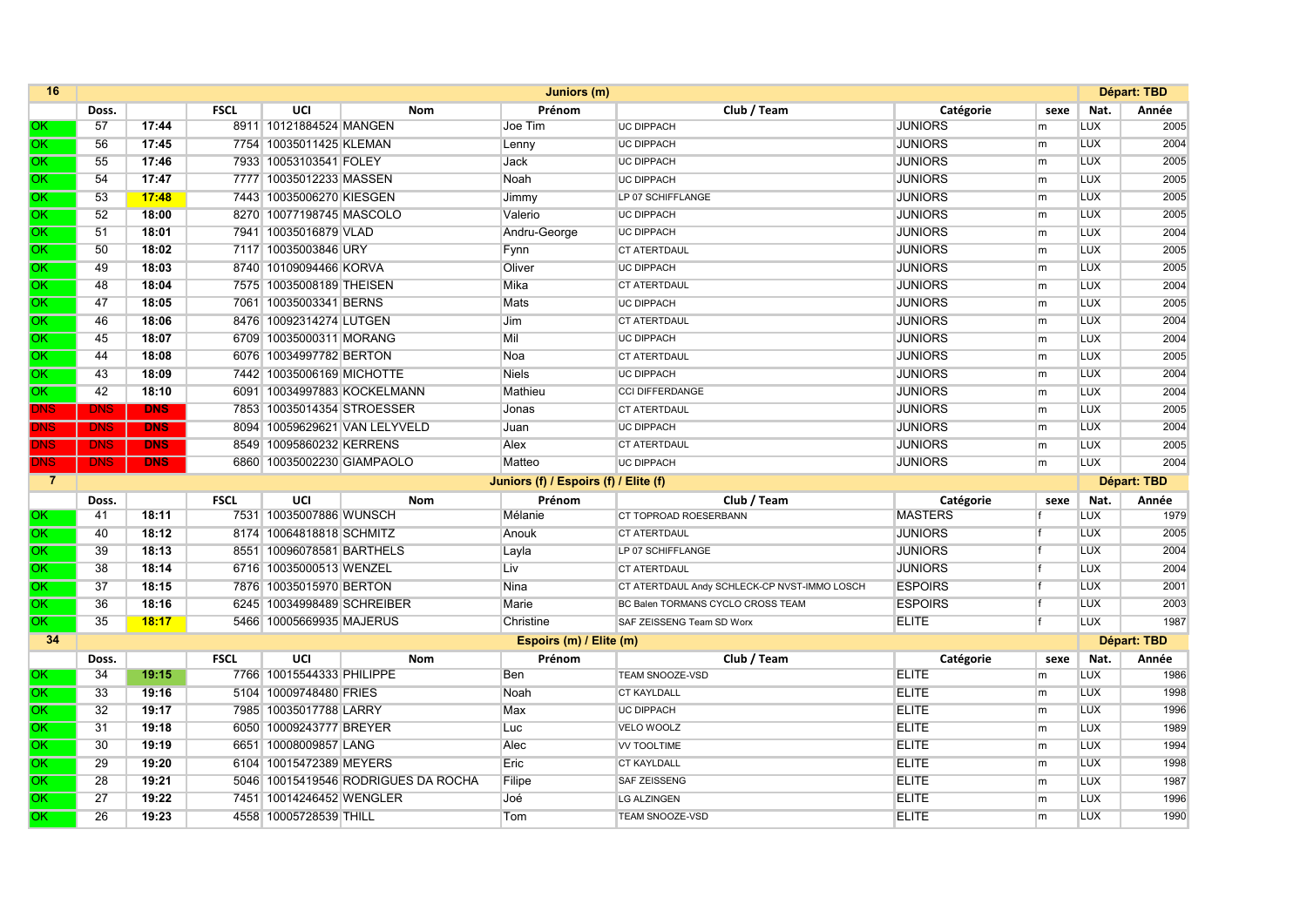| 16 | | | | | Juniors (m) | | | | | | | Départ: TBD |
|---|---|---|---|---|---|---|---|---|---|---|---|---|
| | Doss. | | FSCL | UCI | Nom | Prénom | Club / Team | Catégorie | sexe | Nat. | Année |
| OK | 57 | 17:44 | 8911 | 10121884524 | MANGEN | Joe Tim | UC DIPPACH | JUNIORS | m | LUX | 2005 |
| OK | 56 | 17:45 | 7754 | 10035011425 | KLEMAN | Lenny | UC DIPPACH | JUNIORS | m | LUX | 2004 |
| OK | 55 | 17:46 | 7933 | 10053103541 | FOLEY | Jack | UC DIPPACH | JUNIORS | m | LUX | 2005 |
| OK | 54 | 17:47 | 7777 | 10035012233 | MASSEN | Noah | UC DIPPACH | JUNIORS | m | LUX | 2005 |
| OK | 53 | 17:48 | 7443 | 10035006270 | KIESGEN | Jimmy | LP 07 SCHIFFLANGE | JUNIORS | m | LUX | 2005 |
| OK | 52 | 18:00 | 8270 | 10077198745 | MASCOLO | Valerio | UC DIPPACH | JUNIORS | m | LUX | 2005 |
| OK | 51 | 18:01 | 7941 | 10035016879 | VLAD | Andru-George | UC DIPPACH | JUNIORS | m | LUX | 2004 |
| OK | 50 | 18:02 | 7117 | 10035003846 | URY | Fynn | CT ATERTDAUL | JUNIORS | m | LUX | 2005 |
| OK | 49 | 18:03 | 8740 | 10109094466 | KORVA | Oliver | UC DIPPACH | JUNIORS | m | LUX | 2005 |
| OK | 48 | 18:04 | 7575 | 10035008189 | THEISEN | Mika | CT ATERTDAUL | JUNIORS | m | LUX | 2004 |
| OK | 47 | 18:05 | 7061 | 10035003341 | BERNS | Mats | UC DIPPACH | JUNIORS | m | LUX | 2005 |
| OK | 46 | 18:06 | 8476 | 10092314274 | LUTGEN | Jim | CT ATERTDAUL | JUNIORS | m | LUX | 2004 |
| OK | 45 | 18:07 | 6709 | 10035000311 | MORANG | Mil | UC DIPPACH | JUNIORS | m | LUX | 2004 |
| OK | 44 | 18:08 | 6076 | 10034997782 | BERTON | Noa | CT ATERTDAUL | JUNIORS | m | LUX | 2005 |
| OK | 43 | 18:09 | 7442 | 10035006169 | MICHOTTE | Niels | UC DIPPACH | JUNIORS | m | LUX | 2004 |
| OK | 42 | 18:10 | 6091 | 10034997883 | KOCKELMANN | Mathieu | CCI DIFFERDANGE | JUNIORS | m | LUX | 2004 |
| DNS | DNS | DNS | 7853 | 10035014354 | STROESSER | Jonas | CT ATERTDAUL | JUNIORS | m | LUX | 2005 |
| DNS | DNS | DNS | 8094 | 10059629621 | VAN LELYVELD | Juan | UC DIPPACH | JUNIORS | m | LUX | 2004 |
| DNS | DNS | DNS | 8549 | 10095860232 | KERRENS | Alex | CT ATERTDAUL | JUNIORS | m | LUX | 2005 |
| DNS | DNS | DNS | 6860 | 10035002230 | GIAMPAOLO | Matteo | UC DIPPACH | JUNIORS | m | LUX | 2004 |
| 7 | | | | | Juniors (f) / Espoirs (f) / Elite (f) | | | | | | | Départ: TBD |
| | Doss. | | FSCL | UCI | Nom | Prénom | Club / Team | Catégorie | sexe | Nat. | Année |
| OK | 41 | 18:11 | 7531 | 10035007886 | WUNSCH | Mélanie | CT TOPROAD ROESERBANN | MASTERS | f | LUX | 1979 |
| OK | 40 | 18:12 | 8174 | 10064818818 | SCHMITZ | Anouk | CT ATERTDAUL | JUNIORS | f | LUX | 2005 |
| OK | 39 | 18:13 | 8551 | 10096078581 | BARTHELS | Layla | LP 07 SCHIFFLANGE | JUNIORS | f | LUX | 2004 |
| OK | 38 | 18:14 | 6716 | 10035000513 | WENZEL | Liv | CT ATERTDAUL | JUNIORS | f | LUX | 2004 |
| OK | 37 | 18:15 | 7876 | 10035015970 | BERTON | Nina | CT ATERTDAUL Andy SCHLECK-CP NVST-IMMO LOSCH | ESPOIRS | f | LUX | 2001 |
| OK | 36 | 18:16 | 6245 | 10034998489 | SCHREIBER | Marie | BC Balen TORMANS CYCLO CROSS TEAM | ESPOIRS | f | LUX | 2003 |
| OK | 35 | 18:17 | 5466 | 10005669935 | MAJERUS | Christine | SAF ZEISSENG Team SD Worx | ELITE | f | LUX | 1987 |
| 34 | | | | | Espoirs (m) / Elite (m) | | | | | | | Départ: TBD |
| | Doss. | | FSCL | UCI | Nom | Prénom | Club / Team | Catégorie | sexe | Nat. | Année |
| OK | 34 | 19:15 | 7766 | 10015544333 | PHILIPPE | Ben | TEAM SNOOZE-VSD | ELITE | m | LUX | 1986 |
| OK | 33 | 19:16 | 5104 | 10009748480 | FRIES | Noah | CT KAYLDALL | ELITE | m | LUX | 1998 |
| OK | 32 | 19:17 | 7985 | 10035017788 | LARRY | Max | UC DIPPACH | ELITE | m | LUX | 1996 |
| OK | 31 | 19:18 | 6050 | 10009243777 | BREYER | Luc | VELO WOOLZ | ELITE | m | LUX | 1989 |
| OK | 30 | 19:19 | 6651 | 10008009857 | LANG | Alec | VV TOOLTIME | ELITE | m | LUX | 1994 |
| OK | 29 | 19:20 | 6104 | 10015472389 | MEYERS | Eric | CT KAYLDALL | ELITE | m | LUX | 1998 |
| OK | 28 | 19:21 | 5046 | 10015419546 | RODRIGUES DA ROCHA | Filipe | SAF ZEISSENG | ELITE | m | LUX | 1987 |
| OK | 27 | 19:22 | 7451 | 10014246452 | WENGLER | Joé | LG ALZINGEN | ELITE | m | LUX | 1996 |
| OK | 26 | 19:23 | 4558 | 10005728539 | THILL | Tom | TEAM SNOOZE-VSD | ELITE | m | LUX | 1990 |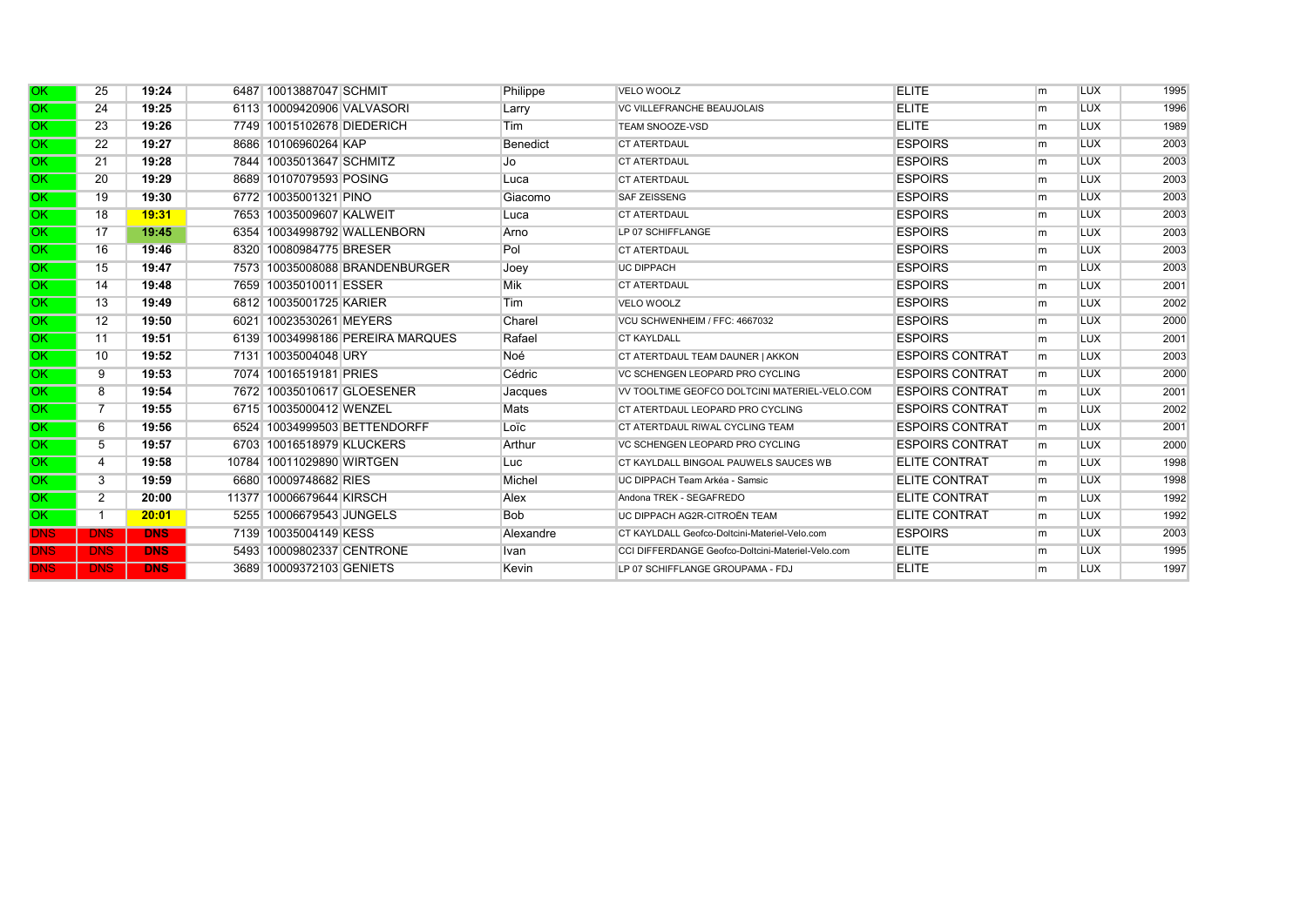| | | | | | | | | | | | |
|---|---|---|---|---|---|---|---|---|---|---|---|
| OK | 25 | 19:24 | 6487 | 10013887047 | SCHMIT | Philippe | VELO WOOLZ | ELITE | m | LUX | 1995 |
| OK | 24 | 19:25 | 6113 | 10009420906 | VALVASORI | Larry | VC VILLEFRANCHE BEAUJOLAIS | ELITE | m | LUX | 1996 |
| OK | 23 | 19:26 | 7749 | 10015102678 | DIEDERICH | Tim | TEAM SNOOZE-VSD | ELITE | m | LUX | 1989 |
| OK | 22 | 19:27 | 8686 | 10106960264 | KAP | Benedict | CT ATERTDAUL | ESPOIRS | m | LUX | 2003 |
| OK | 21 | 19:28 | 7844 | 10035013647 | SCHMITZ | Jo | CT ATERTDAUL | ESPOIRS | m | LUX | 2003 |
| OK | 20 | 19:29 | 8689 | 10107079593 | POSING | Luca | CT ATERTDAUL | ESPOIRS | m | LUX | 2003 |
| OK | 19 | 19:30 | 6772 | 10035001321 | PINO | Giacomo | SAF ZEISSENG | ESPOIRS | m | LUX | 2003 |
| OK | 18 | 19:31 | 7653 | 10035009607 | KALWEIT | Luca | CT ATERTDAUL | ESPOIRS | m | LUX | 2003 |
| OK | 17 | 19:45 | 6354 | 10034998792 | WALLENBORN | Arno | LP 07 SCHIFFLANGE | ESPOIRS | m | LUX | 2003 |
| OK | 16 | 19:46 | 8320 | 10080984775 | BRESER | Pol | CT ATERTDAUL | ESPOIRS | m | LUX | 2003 |
| OK | 15 | 19:47 | 7573 | 10035008088 | BRANDENBURGER | Joey | UC DIPPACH | ESPOIRS | m | LUX | 2003 |
| OK | 14 | 19:48 | 7659 | 10035010011 | ESSER | Mik | CT ATERTDAUL | ESPOIRS | m | LUX | 2001 |
| OK | 13 | 19:49 | 6812 | 10035001725 | KARIER | Tim | VELO WOOLZ | ESPOIRS | m | LUX | 2002 |
| OK | 12 | 19:50 | 6021 | 10023530261 | MEYERS | Charel | VCU SCHWENHEIM / FFC: 4667032 | ESPOIRS | m | LUX | 2000 |
| OK | 11 | 19:51 | 6139 | 10034998186 | PEREIRA MARQUES | Rafael | CT KAYLDALL | ESPOIRS | m | LUX | 2001 |
| OK | 10 | 19:52 | 7131 | 10035004048 | URY | Noé | CT ATERTDAUL TEAM DAUNER \| AKKON | ESPOIRS CONTRAT | m | LUX | 2003 |
| OK | 9 | 19:53 | 7074 | 10016519181 | PRIES | Cédric | VC SCHENGEN LEOPARD PRO CYCLING | ESPOIRS CONTRAT | m | LUX | 2000 |
| OK | 8 | 19:54 | 7672 | 10035010617 | GLOESENER | Jacques | VV TOOLTIME GEOFCO DOLTCINI MATERIEL-VELO.COM | ESPOIRS CONTRAT | m | LUX | 2001 |
| OK | 7 | 19:55 | 6715 | 10035000412 | WENZEL | Mats | CT ATERTDAUL LEOPARD PRO CYCLING | ESPOIRS CONTRAT | m | LUX | 2002 |
| OK | 6 | 19:56 | 6524 | 10034999503 | BETTENDORFF | Loïc | CT ATERTDAUL RIWAL CYCLING TEAM | ESPOIRS CONTRAT | m | LUX | 2001 |
| OK | 5 | 19:57 | 6703 | 10016518979 | KLUCKERS | Arthur | VC SCHENGEN LEOPARD PRO CYCLING | ESPOIRS CONTRAT | m | LUX | 2000 |
| OK | 4 | 19:58 | 10784 | 10011029890 | WIRTGEN | Luc | CT KAYLDALL BINGOAL PAUWELS SAUCES WB | ELITE CONTRAT | m | LUX | 1998 |
| OK | 3 | 19:59 | 6680 | 10009748682 | RIES | Michel | UC DIPPACH Team Arkéa - Samsic | ELITE CONTRAT | m | LUX | 1998 |
| OK | 2 | 20:00 | 11377 | 10006679644 | KIRSCH | Alex | Andona TREK - SEGAFREDO | ELITE CONTRAT | m | LUX | 1992 |
| OK | 1 | 20:01 | 5255 | 10006679543 | JUNGELS | Bob | UC DIPPACH AG2R-CITROËN TEAM | ELITE CONTRAT | m | LUX | 1992 |
| DNS | DNS | DNS | 7139 | 10035004149 | KESS | Alexandre | CT KAYLDALL Geofco-Doltcini-Materiel-Velo.com | ESPOIRS | m | LUX | 2003 |
| DNS | DNS | DNS | 5493 | 10009802337 | CENTRONE | Ivan | CCI DIFFERDANGE Geofco-Doltcini-Materiel-Velo.com | ELITE | m | LUX | 1995 |
| DNS | DNS | DNS | 3689 | 10009372103 | GENIETS | Kevin | LP 07 SCHIFFLANGE GROUPAMA - FDJ | ELITE | m | LUX | 1997 |